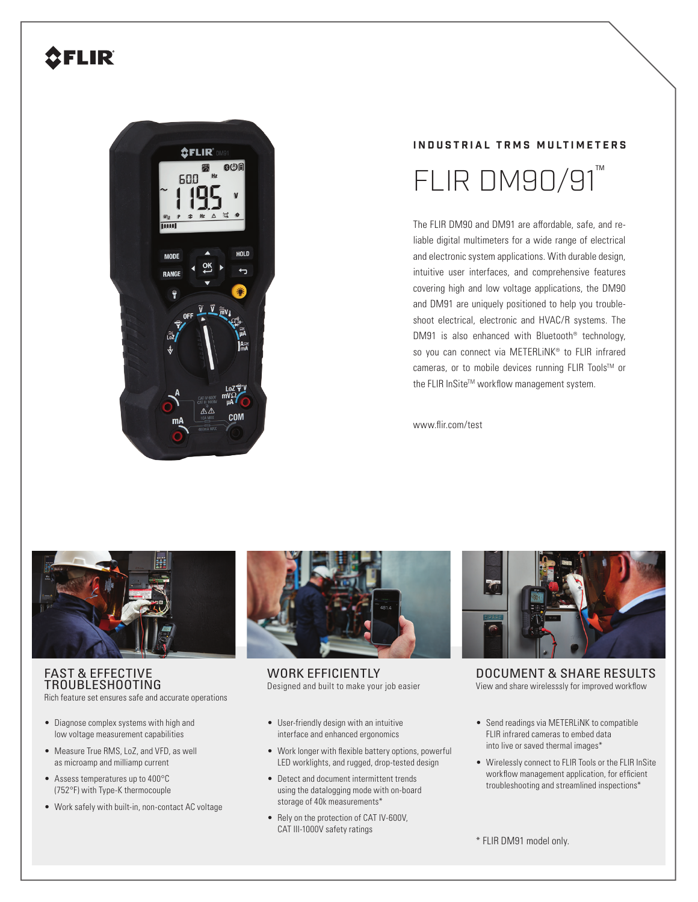FLIR

INDUSTRIAL TRMS MULTIMETERS

# FLIR DM90/91™

The FLIR DM90 and DM91 are affordable, safe, and reliable digital multimeters for a wide range of electrical and electronic system applications. With durable design, intuitive user interfaces, and comprehensive features covering high and low voltage applications, the DM90 and DM91 are uniquely positioned to help you troubleshoot electrical, electronic and HVAC/R systems. The DM91 is also enhanced with Bluetooth® technology, so you can connect via METERLiNK® to FLIR infrared cameras, or to mobile devices running FLIR Tools™ or the FLIR InSite™ workflow management system.

www.flir.com/test

## FAST & EFFECTIVE TROUBLESHOOTING

Rich feature set ensures safe and accurate operations

- Diagnose complex systems with high and low voltage measurement capabilities
- Measure True RMS, LoZ, and VFD, as well as microamp and milliamp current
- Assess temperatures up to 400°C (752°F) with Type-K thermocouple
- Work safely with built-in, non-contact AC voltage

## WORK EFFICIENTLY

Designed and built to make your job easier

- User-friendly design with an intuitive interface and enhanced ergonomics
- Work longer with flexible battery options, powerful LED worklights, and rugged, drop-tested design
- Detect and document intermittent trends using the datalogging mode with on-board storage of 40k measurements*
- Rely on the protection of CAT IV-600V, CAT III-1000V safety ratings

## DOCUMENT & SHARE RESULTS

View and share wirelesssly for improved workflow

- Send readings via METERLiNK to compatible FLIR infrared cameras to embed data into live or saved thermal images*
- Wirelessly connect to FLIR Tools or the FLIR InSite workflow management application, for efficient troubleshooting and streamlined inspections*

\* FLIR DM91 model only.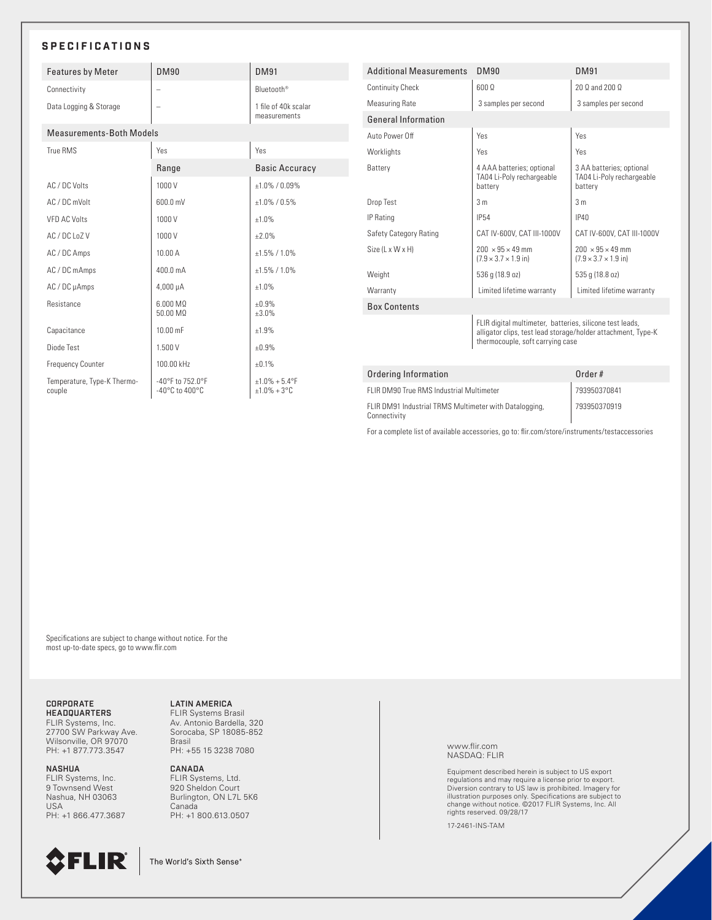## SPECIFICATIONS

| Features by Meter | DM90 | DM91 |
|---|---|---|
| Connectivity | – | Bluetooth® |
| Data Logging & Storage | – | 1 file of 40k scalar measurements |
| **Measurements-Both Models** | | |
| True RMS | Yes | Yes |
| | **Range** | **Basic Accuracy** |
| AC / DC Volts | 1000 V | ±1.0% / 0.09% |
| AC / DC mVolt | 600.0 mV | ±1.0% / 0.5% |
| VFD AC Volts | 1000 V | ±1.0% |
| AC / DC LoZ V | 1000 V | ±2.0% |
| AC / DC Amps | 10.00 A | ±1.5% / 1.0% |
| AC / DC mAmps | 400.0 mA | ±1.5% / 1.0% |
| AC / DC µAmps | 4,000 µA | ±1.0% |
| Resistance | 6.000 MΩ<br>50.00 MΩ | ±0.9%<br>±3.0% |
| Capacitance | 10.00 mF | ±1.9% |
| Diode Test | 1.500 V | ±0.9% |
| Frequency Counter | 100.00 kHz | ±0.1% |
| Temperature, Type-K Thermocouple | -40°F to 752.0°F<br>-40°C to 400°C | ±1.0% + 5.4°F<br>±1.0% + 3°C |

| Additional Measurements | DM90 | DM91 |
|---|---|---|
| Continuity Check | 600 Ω | 20 Ω and 200 Ω |
| Measuring Rate | 3 samples per second | 3 samples per second |
| **General Information** | | |
| Auto Power Off | Yes | Yes |
| Worklights | Yes | Yes |
| Battery | 4 AAA batteries; optional TA04 Li-Poly rechargeable battery | 3 AA batteries; optional TA04 Li-Poly rechargeable battery |
| Drop Test | 3 m | 3 m |
| IP Rating | IP54 | IP40 |
| Safety Category Rating | CAT IV-600V, CAT III-1000V | CAT IV-600V, CAT III-1000V |
| Size (L x W x H) | 200 × 95 × 49 mm<br>(7.9 × 3.7 × 1.9 in) | 200 × 95 × 49 mm<br>(7.9 × 3.7 × 1.9 in) |
| Weight | 536 g (18.9 oz) | 535 g (18.8 oz) |
| Warranty | Limited lifetime warranty | Limited lifetime warranty |
| **Box Contents** | | |
| | FLIR digital multimeter, batteries, silicone test leads, alligator clips, test lead storage/holder attachment, Type-K thermocouple, soft carrying case | |

| Ordering Information | Order # |
|---|---|
| FLIR DM90 True RMS Industrial Multimeter | 793950370841 |
| FLIR DM91 Industrial TRMS Multimeter with Datalogging, Connectivity | 793950370919 |

For a complete list of available accessories, go to: flir.com/store/instruments/testaccessories

Specifications are subject to change without notice. For the most up-to-date specs, go to www.flir.com

**CORPORATE HEADQUARTERS**
FLIR Systems, Inc.
27700 SW Parkway Ave.
Wilsonville, OR 97070
PH: +1 877.773.3547

**NASHUA**
FLIR Systems, Inc.
9 Townsend West
Nashua, NH 03063
USA
PH: +1 866.477.3687

**LATIN AMERICA**
FLIR Systems Brasil
Av. Antonio Bardella, 320
Sorocaba, SP 18085-852
Brasil
PH: +55 15 3238 7080

**CANADA**
FLIR Systems, Ltd.
920 Sheldon Court
Burlington, ON L7L 5K6
Canada
PH: +1 800.613.0507

www.flir.com
NASDAQ: FLIR

Equipment described herein is subject to US export regulations and may require a license prior to export. Diversion contrary to US law is prohibited. Imagery for illustration purposes only. Specifications are subject to change without notice. ©2017 FLIR Systems, Inc. All rights reserved. 09/28/17

17-2461-INS-TAM

FLIR® The World's Sixth Sense®